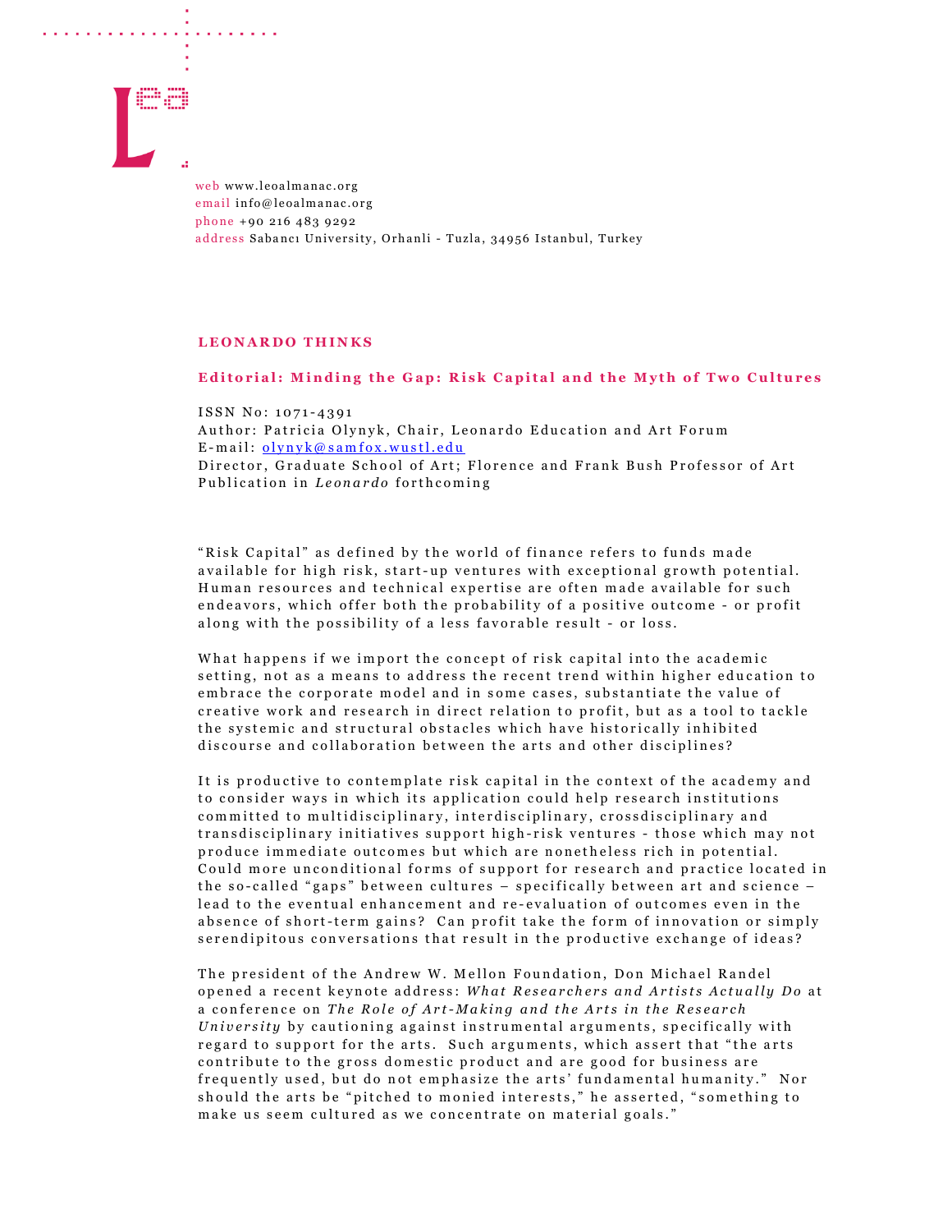web www.leoalmanac.org
email info@leoalmanac.org
phone +90 216 483 9292
address Sabancı University, Orhanli - Tuzla, 34956 Istanbul, Turkey

## LEONARDO THINKS

# Editorial: Minding the Gap: Risk Capital and the Myth of Two Cultures

ISSN No: 1071-4391
Author: Patricia Olynyk, Chair, Leonardo Education and Art Forum
E-mail: olynyk@samfox.wustl.edu
Director, Graduate School of Art; Florence and Frank Bush Professor of Art
Publication in *Leonardo* forthcoming

"Risk Capital" as defined by the world of finance refers to funds made available for high risk, start-up ventures with exceptional growth potential. Human resources and technical expertise are often made available for such endeavors, which offer both the probability of a positive outcome - or profit along with the possibility of a less favorable result - or loss.

What happens if we import the concept of risk capital into the academic setting, not as a means to address the recent trend within higher education to embrace the corporate model and in some cases, substantiate the value of creative work and research in direct relation to profit, but as a tool to tackle the systemic and structural obstacles which have historically inhibited discourse and collaboration between the arts and other disciplines?

It is productive to contemplate risk capital in the context of the academy and to consider ways in which its application could help research institutions committed to multidisciplinary, interdisciplinary, crossdisciplinary and transdisciplinary initiatives support high-risk ventures - those which may not produce immediate outcomes but which are nonetheless rich in potential. Could more unconditional forms of support for research and practice located in the so-called "gaps" between cultures – specifically between art and science – lead to the eventual enhancement and re-evaluation of outcomes even in the absence of short-term gains? Can profit take the form of innovation or simply serendipitous conversations that result in the productive exchange of ideas?

The president of the Andrew W. Mellon Foundation, Don Michael Randel opened a recent keynote address: *What Researchers and Artists Actually Do* at a conference on *The Role of Art-Making and the Arts in the Research University* by cautioning against instrumental arguments, specifically with regard to support for the arts. Such arguments, which assert that "the arts contribute to the gross domestic product and are good for business are frequently used, but do not emphasize the arts' fundamental humanity." Nor should the arts be "pitched to monied interests," he asserted, "something to make us seem cultured as we concentrate on material goals."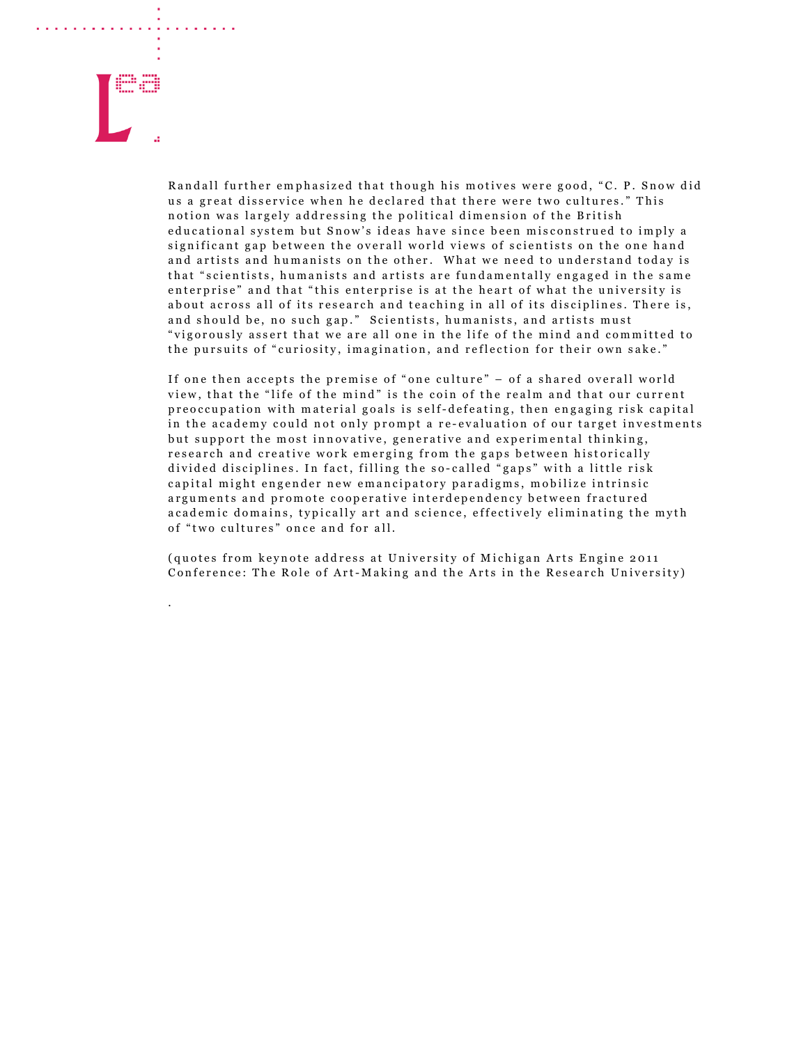Randall further emphasized that though his motives were good, "C. P. Snow did us a great disservice when he declared that there were two cultures." This notion was largely addressing the political dimension of the British educational system but Snow's ideas have since been misconstrued to imply a significant gap between the overall world views of scientists on the one hand and artists and humanists on the other. What we need to understand today is that "scientists, humanists and artists are fundamentally engaged in the same enterprise" and that "this enterprise is at the heart of what the university is about across all of its research and teaching in all of its disciplines. There is, and should be, no such gap." Scientists, humanists, and artists must "vigorously assert that we are all one in the life of the mind and committed to the pursuits of "curiosity, imagination, and reflection for their own sake."

If one then accepts the premise of "one culture" – of a shared overall world view, that the "life of the mind" is the coin of the realm and that our current preoccupation with material goals is self-defeating, then engaging risk capital in the academy could not only prompt a re-evaluation of our target investments but support the most innovative, generative and experimental thinking, research and creative work emerging from the gaps between historically divided disciplines. In fact, filling the so-called "gaps" with a little risk capital might engender new emancipatory paradigms, mobilize intrinsic arguments and promote cooperative interdependency between fractured academic domains, typically art and science, effectively eliminating the myth of "two cultures" once and for all.

(quotes from keynote address at University of Michigan Arts Engine 2011 Conference: The Role of Art-Making and the Arts in the Research University)

.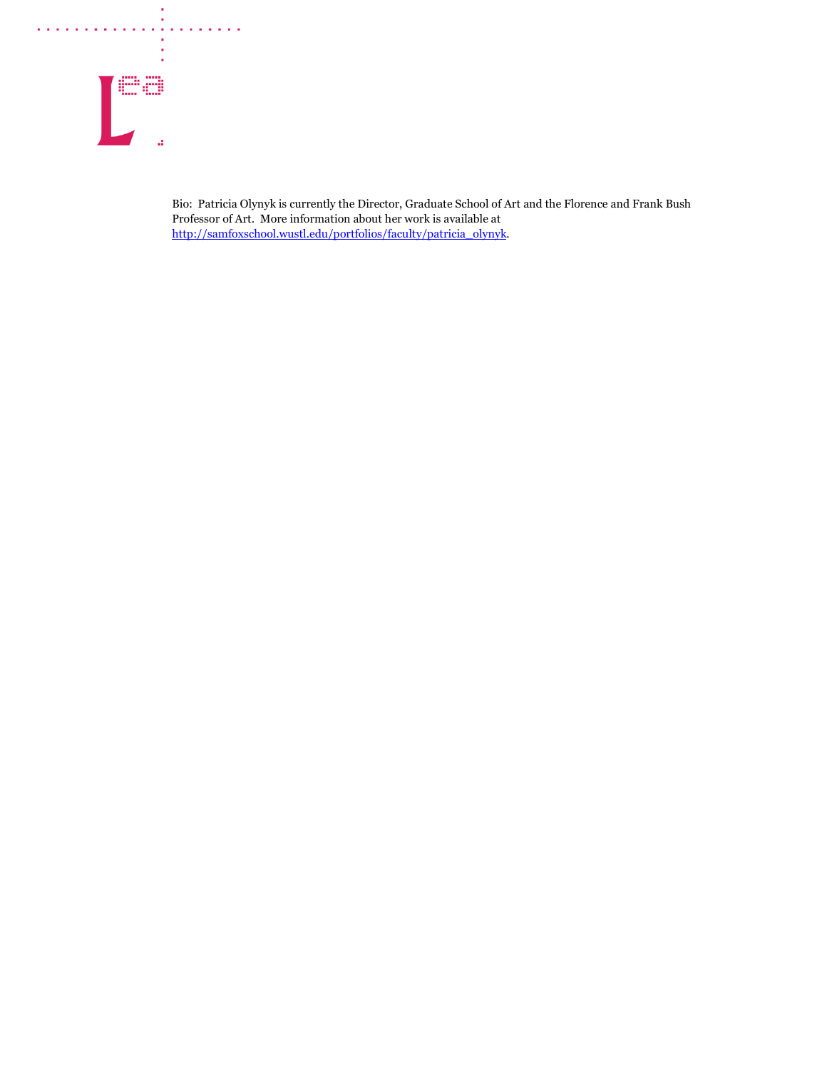Bio: Patricia Olynyk is currently the Director, Graduate School of Art and the Florence and Frank Bush Professor of Art. More information about her work is available at http://samfoxschool.wustl.edu/portfolios/faculty/patricia_olynyk.